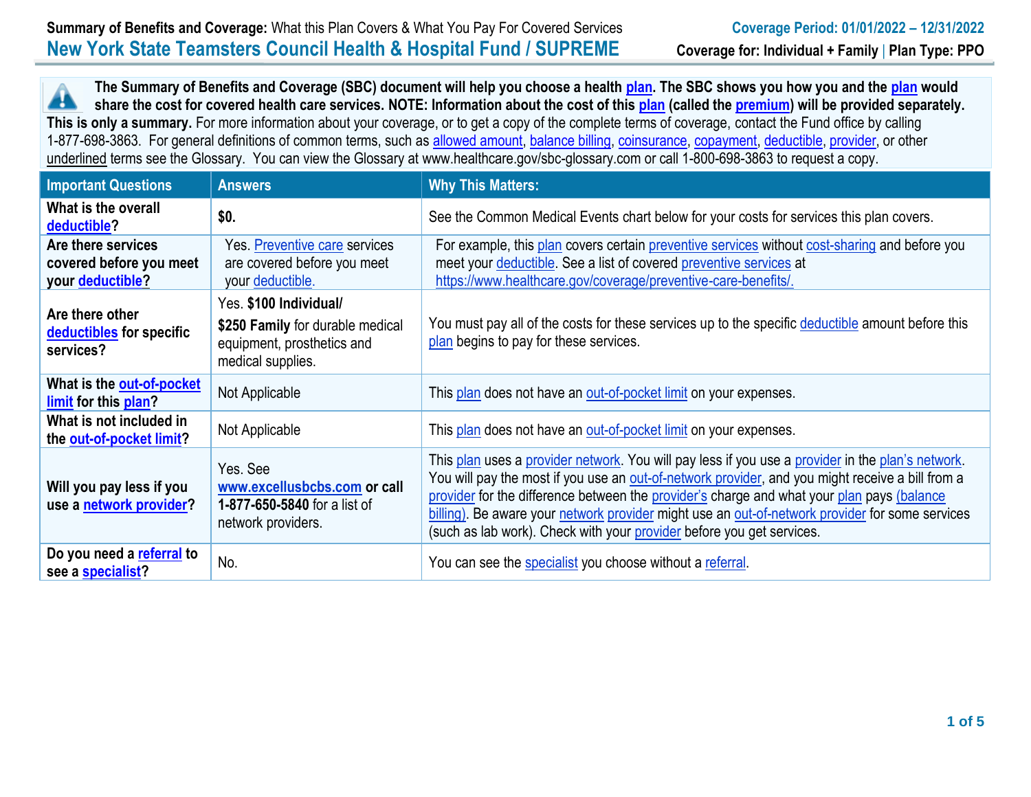**Summary of Benefits and Coverage:** What this Plan Covers & What You Pay For Covered Services

**Coverage Period: 01/01/2022 – 12/31/2022**

# New York State Teamsters Council Health & Hospital Fund / SUPREME

**Coverage for: Individual + Family** | **Plan Type: PPO**

**The Summary of Benefits and Coverage (SBC) document will help you choose a health plan. The SBC shows you how you and the plan would share the cost for covered health care services. NOTE: Information about the cost of this plan (called the premium) will be provided separately. This is only a summary.** For more information about your coverage, or to get a copy of the complete terms of coverage, contact the Fund office by calling 1-877-698-3863. For general definitions of common terms, such as allowed amount, balance billing, coinsurance, copayment, deductible, provider, or other underlined terms see the Glossary. You can view the Glossary at www.healthcare.gov/sbc-glossary.com or call 1-800-698-3863 to request a copy.

| Important Questions | Answers | Why This Matters: |
|---|---|---|
| **What is the overall deductible?** | **$0.** | See the Common Medical Events chart below for your costs for services this plan covers. |
| **Are there services covered before you meet your deductible?** | Yes. Preventive care services are covered before you meet your deductible. | For example, this plan covers certain preventive services without cost-sharing and before you meet your deductible. See a list of covered preventive services at https://www.healthcare.gov/coverage/preventive-care-benefits/. |
| **Are there other deductibles for specific services?** | Yes. **$100 Individual/ $250 Family** for durable medical equipment, prosthetics and medical supplies. | You must pay all of the costs for these services up to the specific deductible amount before this plan begins to pay for these services. |
| **What is the out-of-pocket limit for this plan?** | Not Applicable | This plan does not have an out-of-pocket limit on your expenses. |
| **What is not included in the out-of-pocket limit?** | Not Applicable | This plan does not have an out-of-pocket limit on your expenses. |
| **Will you pay less if you use a network provider?** | Yes. See **www.excellusbcbs.com or call 1-877-650-5840** for a list of network providers. | This plan uses a provider network. You will pay less if you use a provider in the plan's network. You will pay the most if you use an out-of-network provider, and you might receive a bill from a provider for the difference between the provider's charge and what your plan pays (balance billing). Be aware your network provider might use an out-of-network provider for some services (such as lab work). Check with your provider before you get services. |
| **Do you need a referral to see a specialist?** | No. | You can see the specialist you choose without a referral. |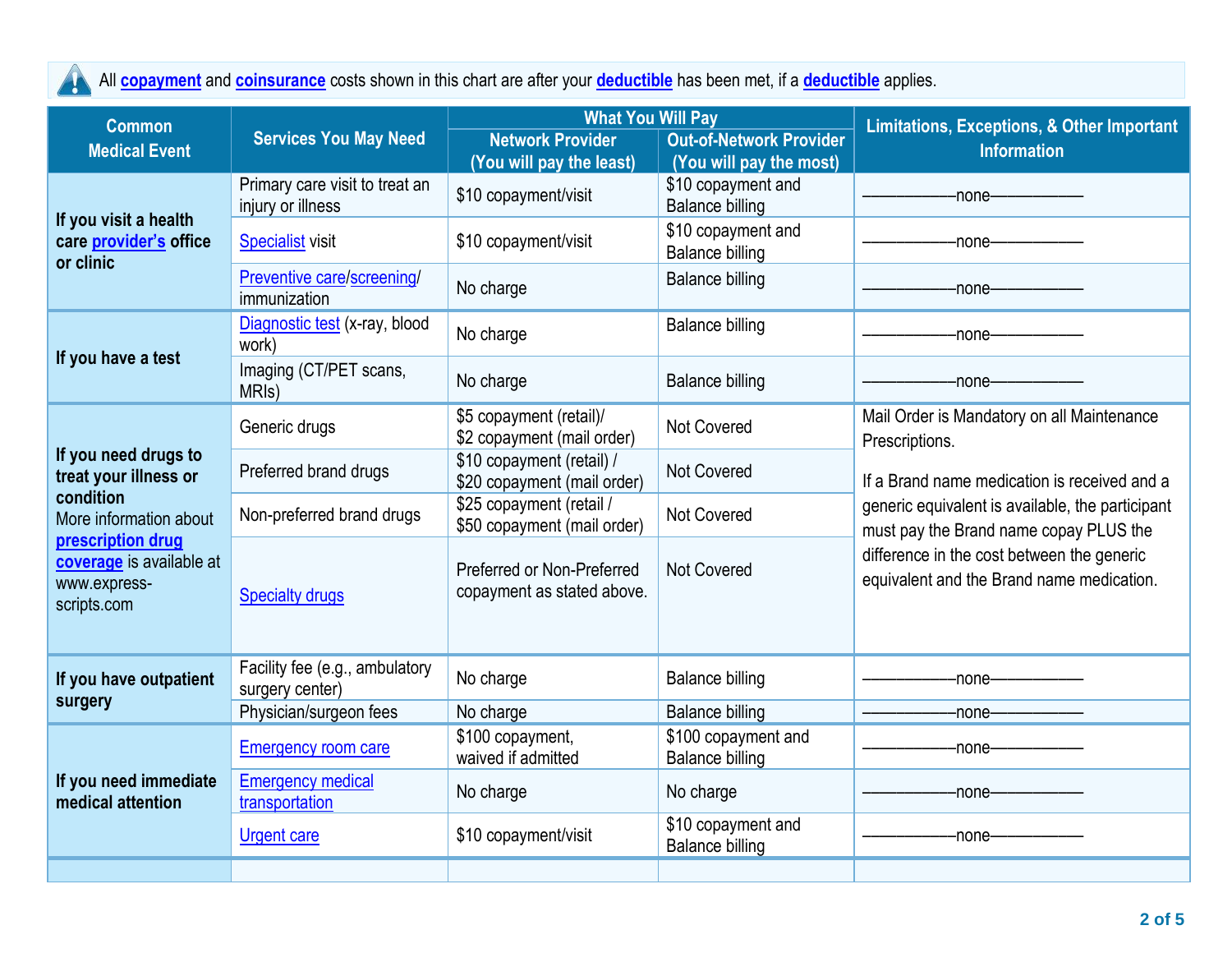All **copayment** and **coinsurance** costs shown in this chart are after your **deductible** has been met, if a **deductible** applies.

| Common Medical Event | Services You May Need | What You Will Pay | | Limitations, Exceptions, & Other Important Information |
|---|---|---|---|---|
| | | Network Provider (You will pay the least) | Out-of-Network Provider (You will pay the most) | |
| **If you visit a health care provider's office or clinic** | Primary care visit to treat an injury or illness | $10 copayment/visit | $10 copayment and Balance billing | ——————none—————— |
| | Specialist visit | $10 copayment/visit | $10 copayment and Balance billing | ——————none—————— |
| | Preventive care/screening/ immunization | No charge | Balance billing | ——————none—————— |
| **If you have a test** | Diagnostic test (x-ray, blood work) | No charge | Balance billing | ——————none—————— |
| | Imaging (CT/PET scans, MRIs) | No charge | Balance billing | ——————none—————— |
| **If you need drugs to treat your illness or condition** More information about **prescription drug coverage** is available at www.express-scripts.com | Generic drugs | $5 copayment (retail)/ $2 copayment (mail order) | Not Covered | Mail Order is Mandatory on all Maintenance Prescriptions. If a Brand name medication is received and a generic equivalent is available, the participant must pay the Brand name copay PLUS the difference in the cost between the generic equivalent and the Brand name medication. |
| | Preferred brand drugs | $10 copayment (retail) / $20 copayment (mail order) | Not Covered | |
| | Non-preferred brand drugs | $25 copayment (retail / $50 copayment (mail order) | Not Covered | |
| | Specialty drugs | Preferred or Non-Preferred copayment as stated above. | Not Covered | |
| **If you have outpatient surgery** | Facility fee (e.g., ambulatory surgery center) | No charge | Balance billing | ——————none—————— |
| | Physician/surgeon fees | No charge | Balance billing | ——————none—————— |
| **If you need immediate medical attention** | Emergency room care | $100 copayment, waived if admitted | $100 copayment and Balance billing | ——————none—————— |
| | Emergency medical transportation | No charge | No charge | ——————none—————— |
| | Urgent care | $10 copayment/visit | $10 copayment and Balance billing | ——————none—————— |
| | | | | |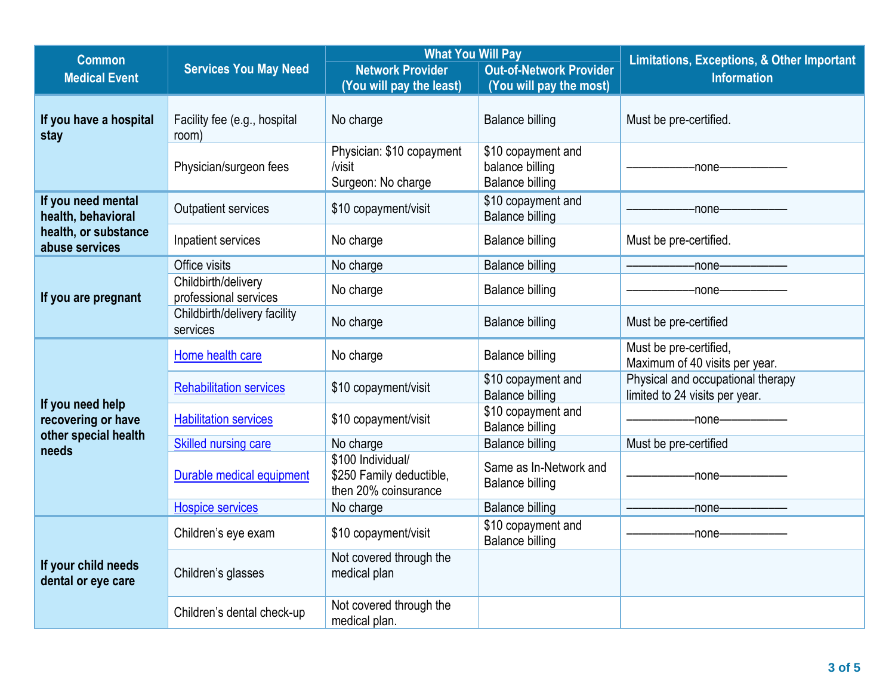| Common Medical Event | Services You May Need | What You Will Pay | | Limitations, Exceptions, & Other Important Information |
|---|---|---|---|---|
| | | Network Provider (You will pay the least) | Out-of-Network Provider (You will pay the most) | |
| If you have a hospital stay | Facility fee (e.g., hospital room) | No charge | Balance billing | Must be pre-certified. |
| | Physician/surgeon fees | Physician: $10 copayment /visit<br>Surgeon: No charge | $10 copayment and balance billing<br>Balance billing | ——————none—————— |
| If you need mental health, behavioral health, or substance abuse services | Outpatient services | $10 copayment/visit | $10 copayment and Balance billing | ——————none—————— |
| | Inpatient services | No charge | Balance billing | Must be pre-certified. |
| If you are pregnant | Office visits | No charge | Balance billing | ——————none—————— |
| | Childbirth/delivery professional services | No charge | Balance billing | ——————none—————— |
| | Childbirth/delivery facility services | No charge | Balance billing | Must be pre-certified |
| If you need help recovering or have other special health needs | Home health care | No charge | Balance billing | Must be pre-certified,<br>Maximum of 40 visits per year. |
| | Rehabilitation services | $10 copayment/visit | $10 copayment and Balance billing | Physical and occupational therapy limited to 24 visits per year. |
| | Habilitation services | $10 copayment/visit | $10 copayment and Balance billing | ——————none—————— |
| | Skilled nursing care | No charge | Balance billing | Must be pre-certified |
| | Durable medical equipment | $100 Individual/<br>$250 Family deductible, then 20% coinsurance | Same as In-Network and Balance billing | ——————none—————— |
| | Hospice services | No charge | Balance billing | ——————none—————— |
| If your child needs dental or eye care | Children's eye exam | $10 copayment/visit | $10 copayment and Balance billing | ——————none—————— |
| | Children's glasses | Not covered through the medical plan | | |
| | Children's dental check-up | Not covered through the medical plan. | | |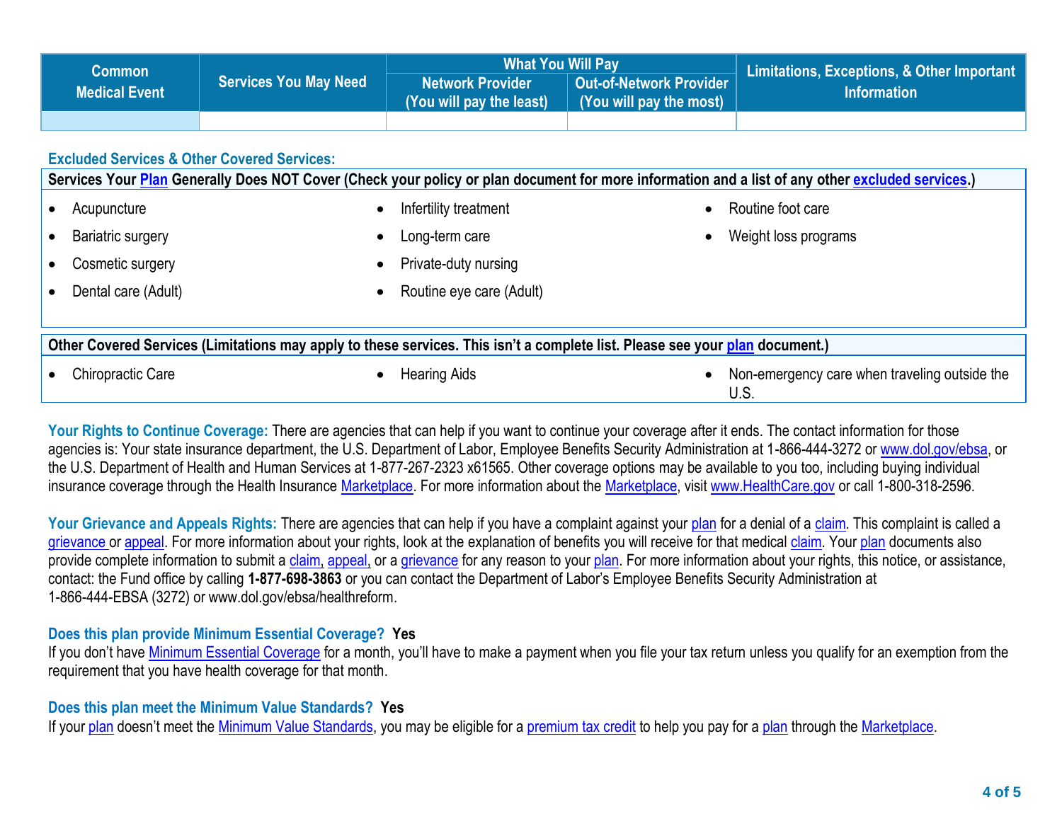| Common Medical Event | Services You May Need | What You Will Pay | | Limitations, Exceptions, & Other Important Information |
|---|---|---|---|---|
| | | Network Provider (You will pay the least) | Out-of-Network Provider (You will pay the most) | |
| | | | | |

## Excluded Services & Other Covered Services:

**Services Your Plan Generally Does NOT Cover (Check your policy or plan document for more information and a list of any other excluded services.)**

- Acupuncture
- Bariatric surgery
- Cosmetic surgery
- Dental care (Adult)
- Infertility treatment
- Long-term care
- Private-duty nursing
- Routine eye care (Adult)
- Routine foot care
- Weight loss programs

**Other Covered Services (Limitations may apply to these services. This isn't a complete list. Please see your plan document.)**

- Chiropractic Care
- Hearing Aids
- Non-emergency care when traveling outside the U.S.

**Your Rights to Continue Coverage:** There are agencies that can help if you want to continue your coverage after it ends. The contact information for those agencies is: Your state insurance department, the U.S. Department of Labor, Employee Benefits Security Administration at 1-866-444-3272 or www.dol.gov/ebsa, or the U.S. Department of Health and Human Services at 1-877-267-2323 x61565. Other coverage options may be available to you too, including buying individual insurance coverage through the Health Insurance Marketplace. For more information about the Marketplace, visit www.HealthCare.gov or call 1-800-318-2596.

**Your Grievance and Appeals Rights:** There are agencies that can help if you have a complaint against your plan for a denial of a claim. This complaint is called a grievance or appeal. For more information about your rights, look at the explanation of benefits you will receive for that medical claim. Your plan documents also provide complete information to submit a claim, appeal, or a grievance for any reason to your plan. For more information about your rights, this notice, or assistance, contact: the Fund office by calling **1-877-698-3863** or you can contact the Department of Labor's Employee Benefits Security Administration at 1-866-444-EBSA (3272) or www.dol.gov/ebsa/healthreform.

**Does this plan provide Minimum Essential Coverage? Yes**

If you don't have Minimum Essential Coverage for a month, you'll have to make a payment when you file your tax return unless you qualify for an exemption from the requirement that you have health coverage for that month.

**Does this plan meet the Minimum Value Standards? Yes**

If your plan doesn't meet the Minimum Value Standards, you may be eligible for a premium tax credit to help you pay for a plan through the Marketplace.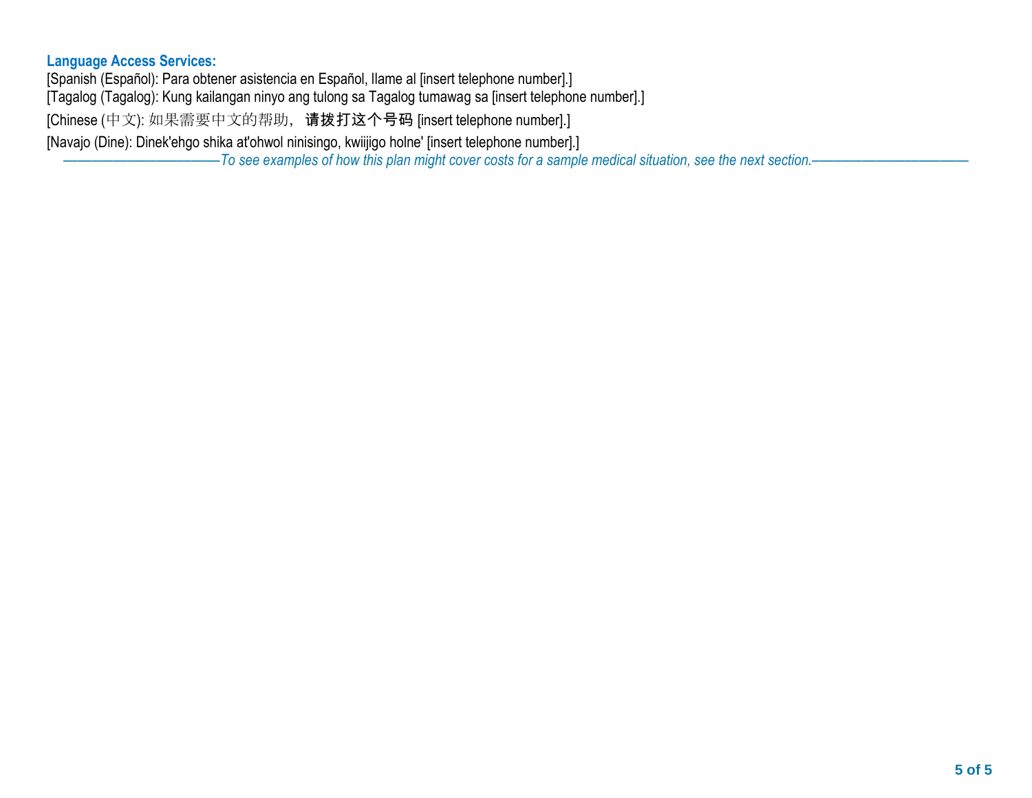**Language Access Services:**

[Spanish (Español): Para obtener asistencia en Español, llame al [insert telephone number].]

[Tagalog (Tagalog): Kung kailangan ninyo ang tulong sa Tagalog tumawag sa [insert telephone number].]

[Chinese (中文): 如果需要中文的帮助，请拨打这个号码 [insert telephone number].]

[Navajo (Dine): Dinek'ehgo shika at'ohwol ninisingo, kwiijigo holne' [insert telephone number].]

*——————————————To see examples of how this plan might cover costs for a sample medical situation, see the next section.——————————————*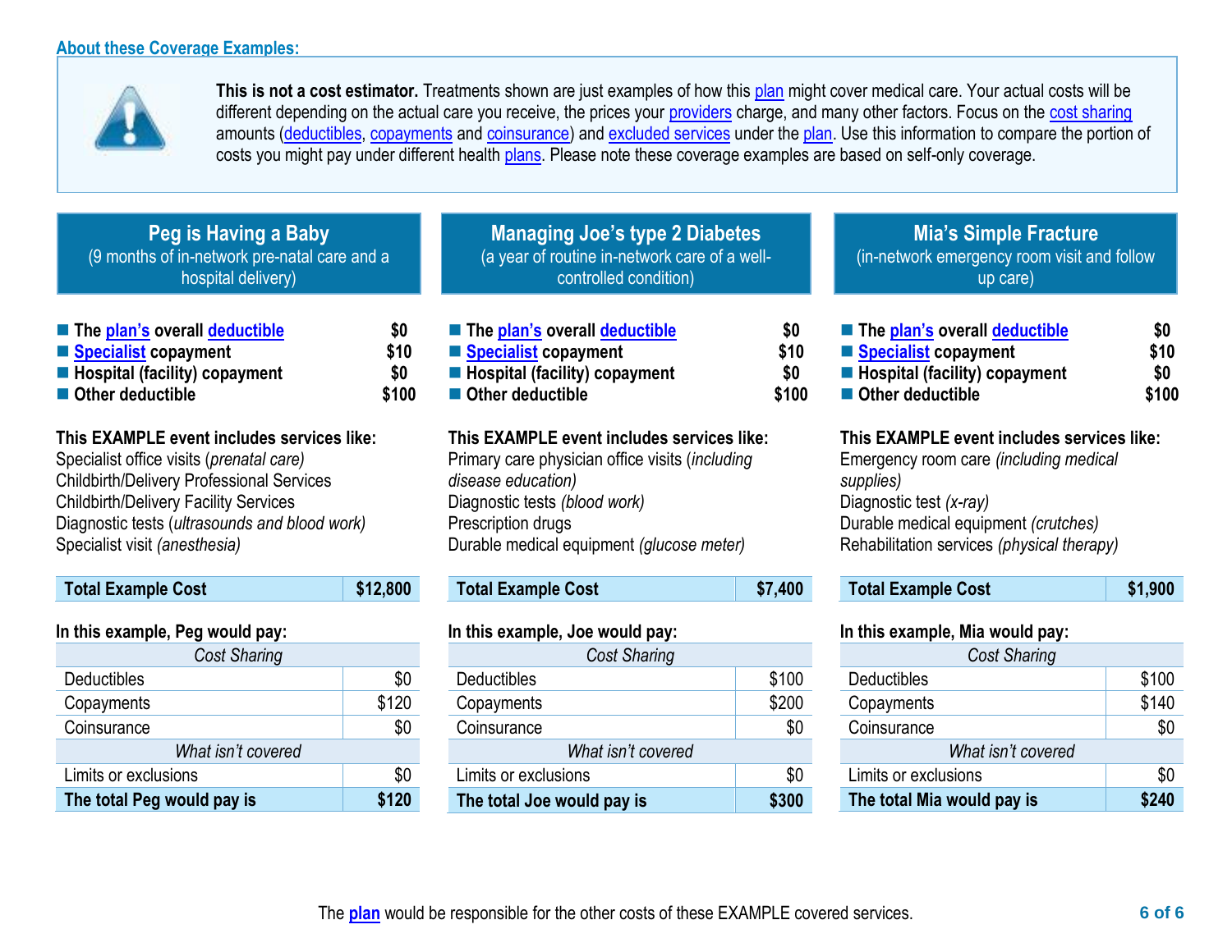### About these Coverage Examples:

**This is not a cost estimator.** Treatments shown are just examples of how this plan might cover medical care. Your actual costs will be different depending on the actual care you receive, the prices your providers charge, and many other factors. Focus on the cost sharing amounts (deductibles, copayments and coinsurance) and excluded services under the plan. Use this information to compare the portion of costs you might pay under different health plans. Please note these coverage examples are based on self-only coverage.

## Peg is Having a Baby
(9 months of in-network pre-natal care and a hospital delivery)

| | |
|---|---|
| **The plan's overall deductible** | **$0** |
| **Specialist copayment** | **$10** |
| **Hospital (facility) copayment** | **$0** |
| **Other deductible** | **$100** |

**This EXAMPLE event includes services like:**
Specialist office visits (*prenatal care)*
Childbirth/Delivery Professional Services
Childbirth/Delivery Facility Services
Diagnostic tests (*ultrasounds and blood work)*
Specialist visit *(anesthesia)*

| **Total Example Cost** | **$12,800** |
|---|---|

**In this example, Peg would pay:**

| *Cost Sharing* | |
|---|---|
| Deductibles | $0 |
| Copayments | $120 |
| Coinsurance | $0 |
| *What isn't covered* | |
| Limits or exclusions | $0 |
| **The total Peg would pay is** | **$120** |

## Managing Joe's type 2 Diabetes
(a year of routine in-network care of a well-controlled condition)

| | |
|---|---|
| **The plan's overall deductible** | **$0** |
| **Specialist copayment** | **$10** |
| **Hospital (facility) copayment** | **$0** |
| **Other deductible** | **$100** |

**This EXAMPLE event includes services like:**
Primary care physician office visits (*including disease education)*
Diagnostic tests *(blood work)*
Prescription drugs
Durable medical equipment *(glucose meter)*

| **Total Example Cost** | **$7,400** |
|---|---|

**In this example, Joe would pay:**

| *Cost Sharing* | |
|---|---|
| Deductibles | $100 |
| Copayments | $200 |
| Coinsurance | $0 |
| *What isn't covered* | |
| Limits or exclusions | $0 |
| **The total Joe would pay is** | **$300** |

## Mia's Simple Fracture
(in-network emergency room visit and follow up care)

| | |
|---|---|
| **The plan's overall deductible** | **$0** |
| **Specialist copayment** | **$10** |
| **Hospital (facility) copayment** | **$0** |
| **Other deductible** | **$100** |

**This EXAMPLE event includes services like:**
Emergency room care *(including medical supplies)*
Diagnostic test *(x-ray)*
Durable medical equipment *(crutches)*
Rehabilitation services *(physical therapy)*

| **Total Example Cost** | **$1,900** |
|---|---|

**In this example, Mia would pay:**

| *Cost Sharing* | |
|---|---|
| Deductibles | $100 |
| Copayments | $140 |
| Coinsurance | $0 |
| *What isn't covered* | |
| Limits or exclusions | $0 |
| **The total Mia would pay is** | **$240** |

The plan would be responsible for the other costs of these EXAMPLE covered services.